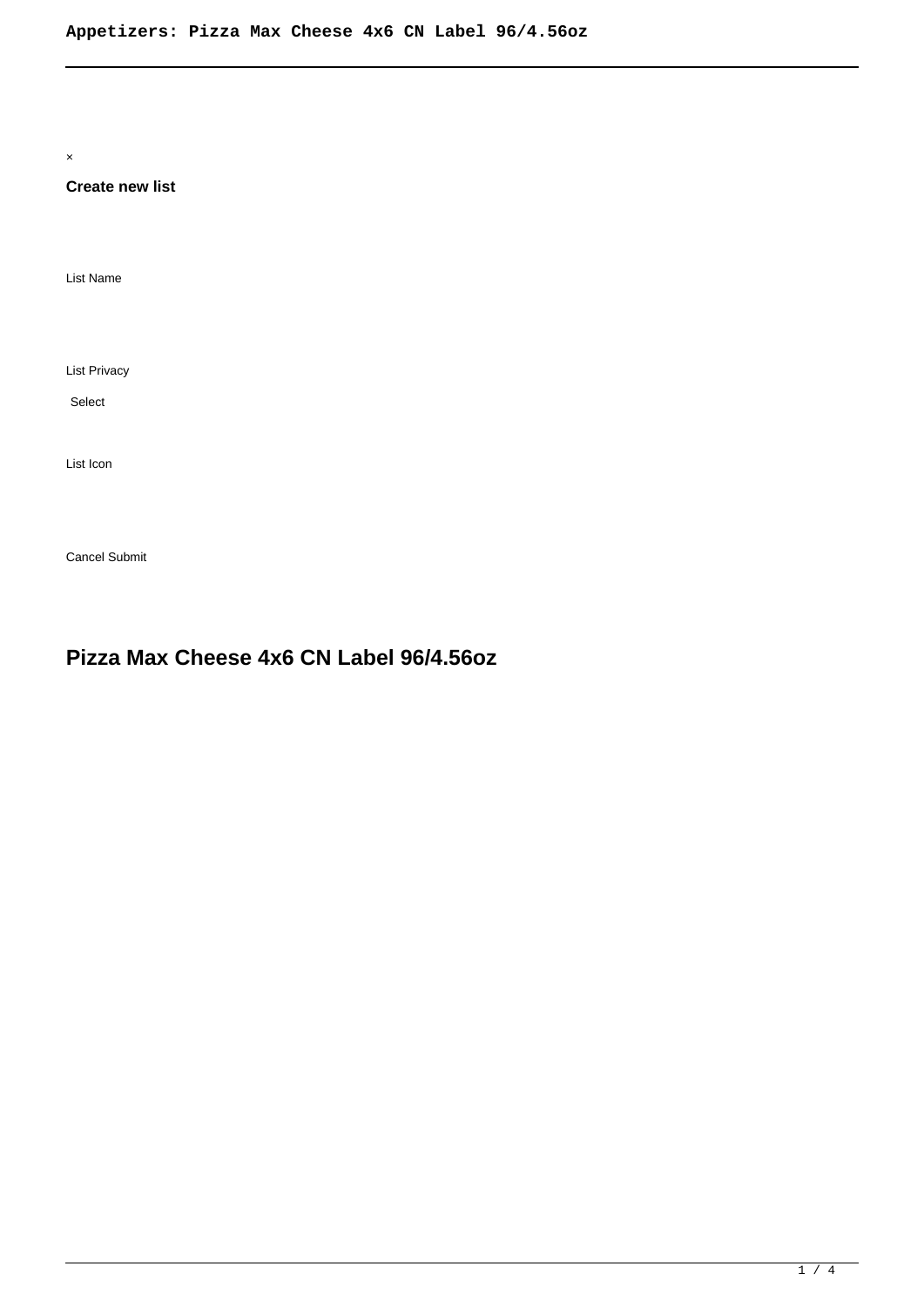×

**Create new list**

List Name

List Privacy

Select

List Icon

Cancel Submit

# Pizza Max Cheese 4x6 CN Label 96/4.56oz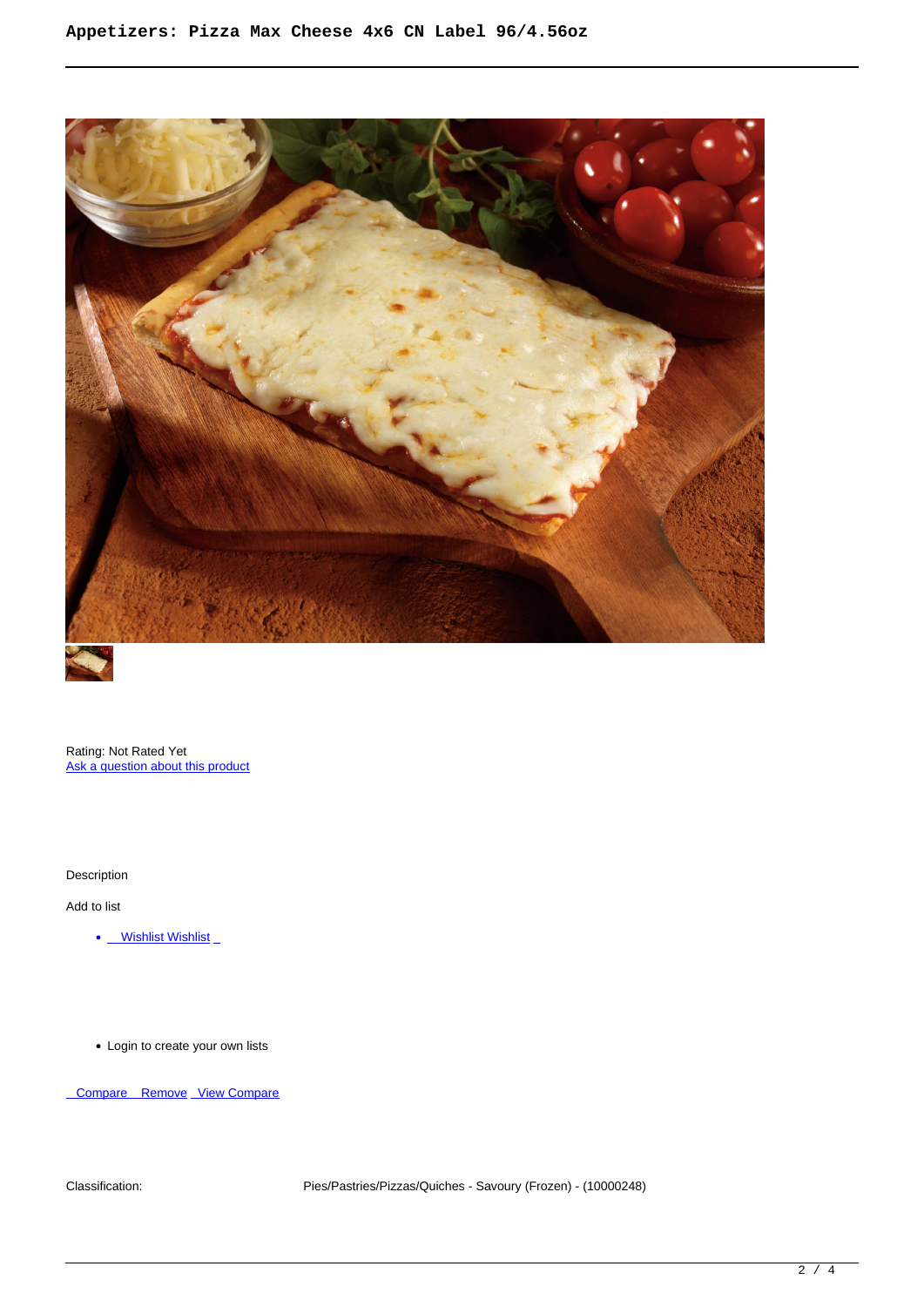Rating: Not Rated Yet
Ask a question about this product

Description

Add to list

- Wishlist Wishlist

- Login to create your own lists

Compare Remove View Compare

| Classification: | Pies/Pastries/Pizzas/Quiches - Savoury (Frozen) - (10000248) |
|---|---|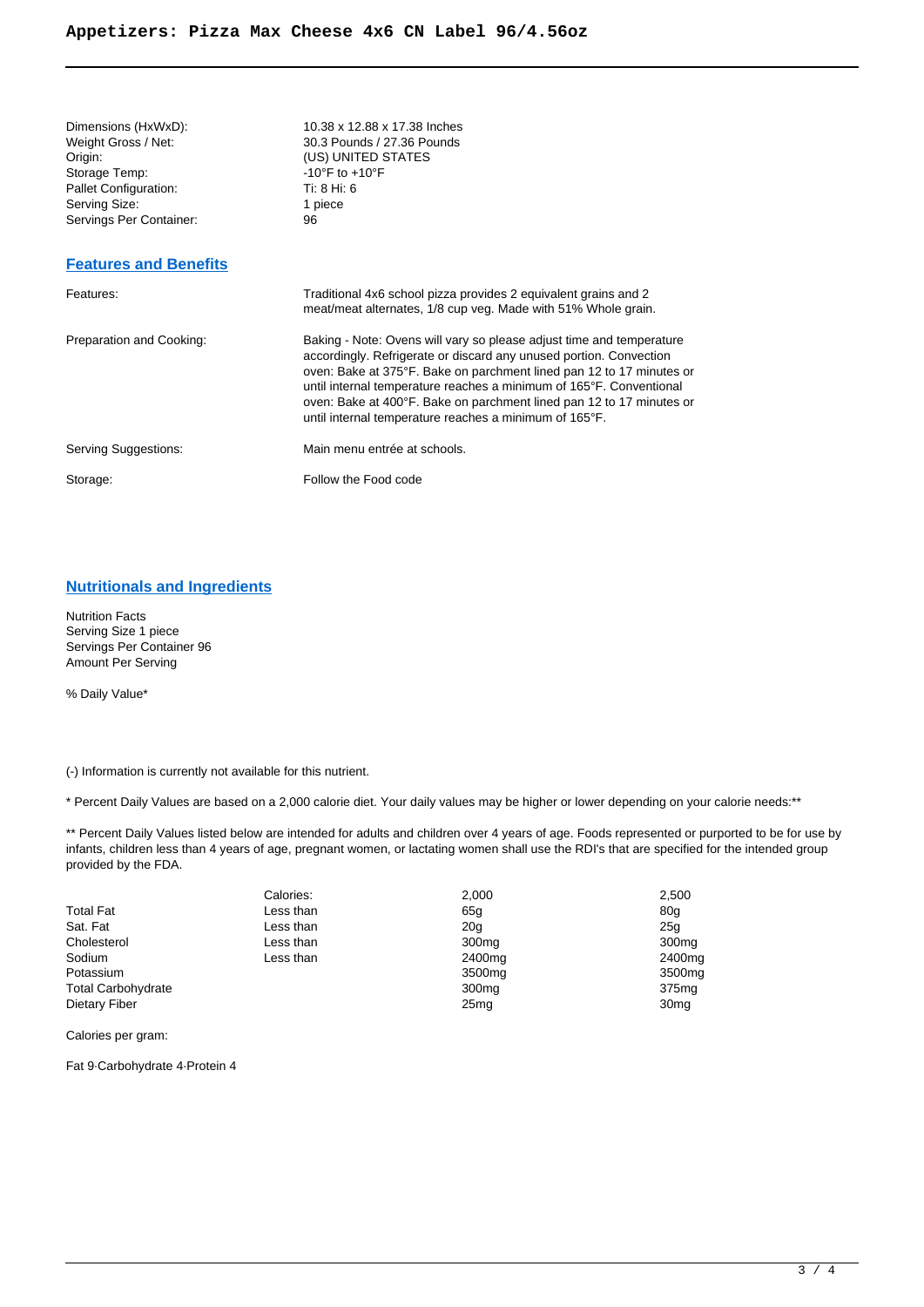# Appetizers: Pizza Max Cheese 4x6 CN Label 96/4.56oz

| | |
|---|---|
| Dimensions (HxWxD): | 10.38 x 12.88 x 17.38 Inches |
| Weight Gross / Net: | 30.3 Pounds / 27.36 Pounds |
| Origin: | (US) UNITED STATES |
| Storage Temp: | -10°F to +10°F |
| Pallet Configuration: | Ti: 8 Hi: 6 |
| Serving Size: | 1 piece |
| Servings Per Container: | 96 |

## Features and Benefits

| | |
|---|---|
| Features: | Traditional 4x6 school pizza provides 2 equivalent grains and 2 meat/meat alternates, 1/8 cup veg. Made with 51% Whole grain. |
| Preparation and Cooking: | Baking - Note: Ovens will vary so please adjust time and temperature accordingly. Refrigerate or discard any unused portion. Convection oven: Bake at 375°F. Bake on parchment lined pan 12 to 17 minutes or until internal temperature reaches a minimum of 165°F. Conventional oven: Bake at 400°F. Bake on parchment lined pan 12 to 17 minutes or until internal temperature reaches a minimum of 165°F. |
| Serving Suggestions: | Main menu entrée at schools. |
| Storage: | Follow the Food code |

## Nutritionals and Ingredients

Nutrition Facts
Serving Size 1 piece
Servings Per Container 96
Amount Per Serving

% Daily Value*

(-) Information is currently not available for this nutrient.

* Percent Daily Values are based on a 2,000 calorie diet. Your daily values may be higher or lower depending on your calorie needs:**

** Percent Daily Values listed below are intended for adults and children over 4 years of age. Foods represented or purported to be for use by infants, children less than 4 years of age, pregnant women, or lactating women shall use the RDI's that are specified for the intended group provided by the FDA.

| | Calories: | 2,000 | 2,500 |
|---|---|---|---|
| Total Fat | Less than | 65g | 80g |
| Sat. Fat | Less than | 20g | 25g |
| Cholesterol | Less than | 300mg | 300mg |
| Sodium | Less than | 2400mg | 2400mg |
| Potassium | | 3500mg | 3500mg |
| Total Carbohydrate | | 300mg | 375mg |
| Dietary Fiber | | 25mg | 30mg |

Calories per gram:

Fat 9·Carbohydrate 4·Protein 4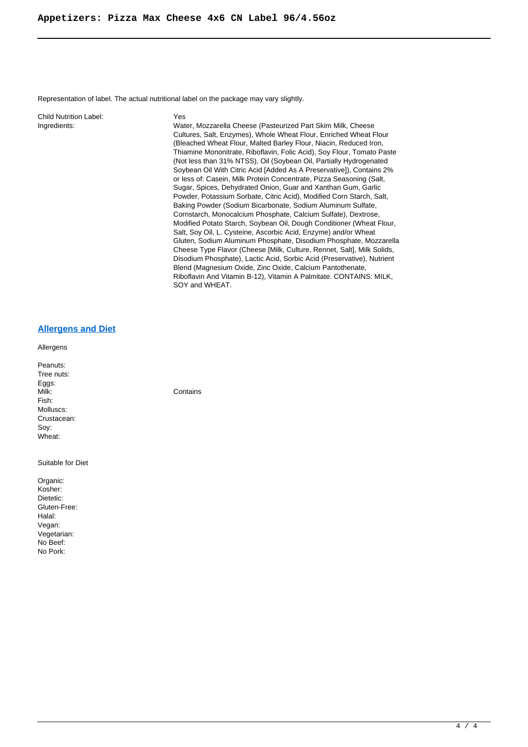# Appetizers: Pizza Max Cheese 4x6 CN Label 96/4.56oz

Representation of label. The actual nutritional label on the package may vary slightly.

| | |
|---|---|
| Child Nutrition Label: | Yes |
| Ingredients: | Water, Mozzarella Cheese (Pasteurized Part Skim Milk, Cheese Cultures, Salt, Enzymes), Whole Wheat Flour, Enriched Wheat Flour (Bleached Wheat Flour, Malted Barley Flour, Niacin, Reduced Iron, Thiamine Mononitrate, Riboflavin, Folic Acid), Soy Flour, Tomato Paste (Not less than 31% NTSS), Oil (Soybean Oil, Partially Hydrogenated Soybean Oil With Citric Acid [Added As A Preservative]), Contains 2% or less of: Casein, Milk Protein Concentrate, Pizza Seasoning (Salt, Sugar, Spices, Dehydrated Onion, Guar and Xanthan Gum, Garlic Powder, Potassium Sorbate, Citric Acid), Modified Corn Starch, Salt, Baking Powder (Sodium Bicarbonate, Sodium Aluminum Sulfate, Cornstarch, Monocalcium Phosphate, Calcium Sulfate), Dextrose, Modified Potato Starch, Soybean Oil, Dough Conditioner (Wheat Flour, Salt, Soy Oil, L. Cysteine, Ascorbic Acid, Enzyme) and/or Wheat Gluten, Sodium Aluminum Phosphate, Disodium Phosphate, Mozzarella Cheese Type Flavor (Cheese [Milk, Culture, Rennet, Salt], Milk Solids, Disodium Phosphate), Lactic Acid, Sorbic Acid (Preservative), Nutrient Blend (Magnesium Oxide, Zinc Oxide, Calcium Pantothenate, Riboflavin And Vitamin B-12), Vitamin A Palmitate. CONTAINS: MILK, SOY and WHEAT. |

## Allergens and Diet

Allergens

| | |
|---|---|
| Peanuts: | |
| Tree nuts: | |
| Eggs: | |
| Milk: | Contains |
| Fish: | |
| Molluscs: | |
| Crustacean: | |
| Soy: | |
| Wheat: | |

Suitable for Diet

| | |
|---|---|
| Organic: | |
| Kosher: | |
| Dietetic: | |
| Gluten-Free: | |
| Halal: | |
| Vegan: | |
| Vegetarian: | |
| No Beef: | |
| No Pork: | |